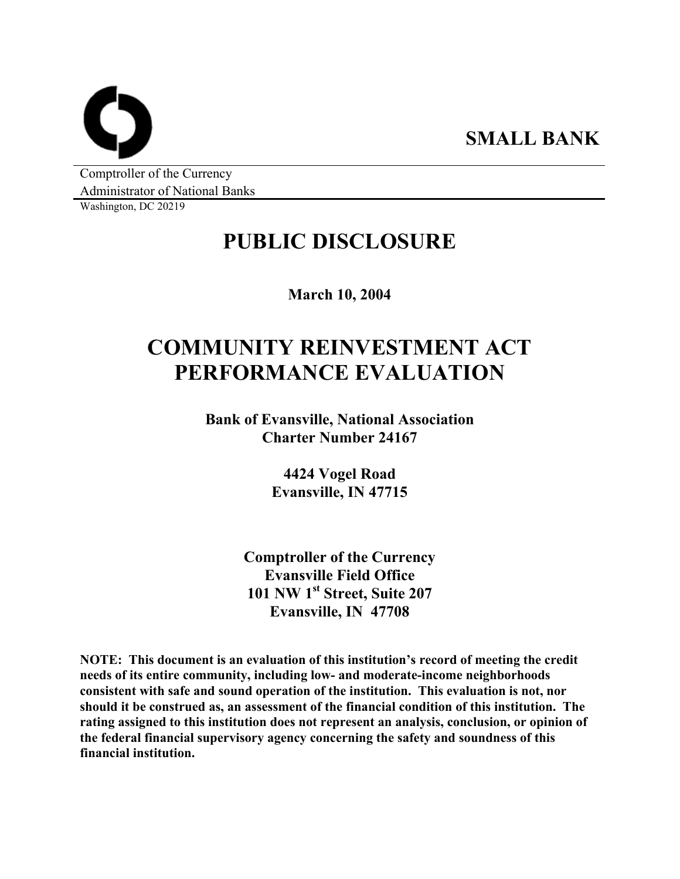**SMALL BANK**

Comptroller of the Currency
Administrator of National Banks
Washington, DC 20219

# PUBLIC DISCLOSURE

**March 10, 2004**

# COMMUNITY REINVESTMENT ACT PERFORMANCE EVALUATION

**Bank of Evansville, National Association**
**Charter Number 24167**

**4424 Vogel Road**
**Evansville, IN 47715**

**Comptroller of the Currency**
**Evansville Field Office**
**101 NW 1st Street, Suite 207**
**Evansville, IN 47708**

**NOTE: This document is an evaluation of this institution's record of meeting the credit needs of its entire community, including low- and moderate-income neighborhoods consistent with safe and sound operation of the institution. This evaluation is not, nor should it be construed as, an assessment of the financial condition of this institution. The rating assigned to this institution does not represent an analysis, conclusion, or opinion of the federal financial supervisory agency concerning the safety and soundness of this financial institution.**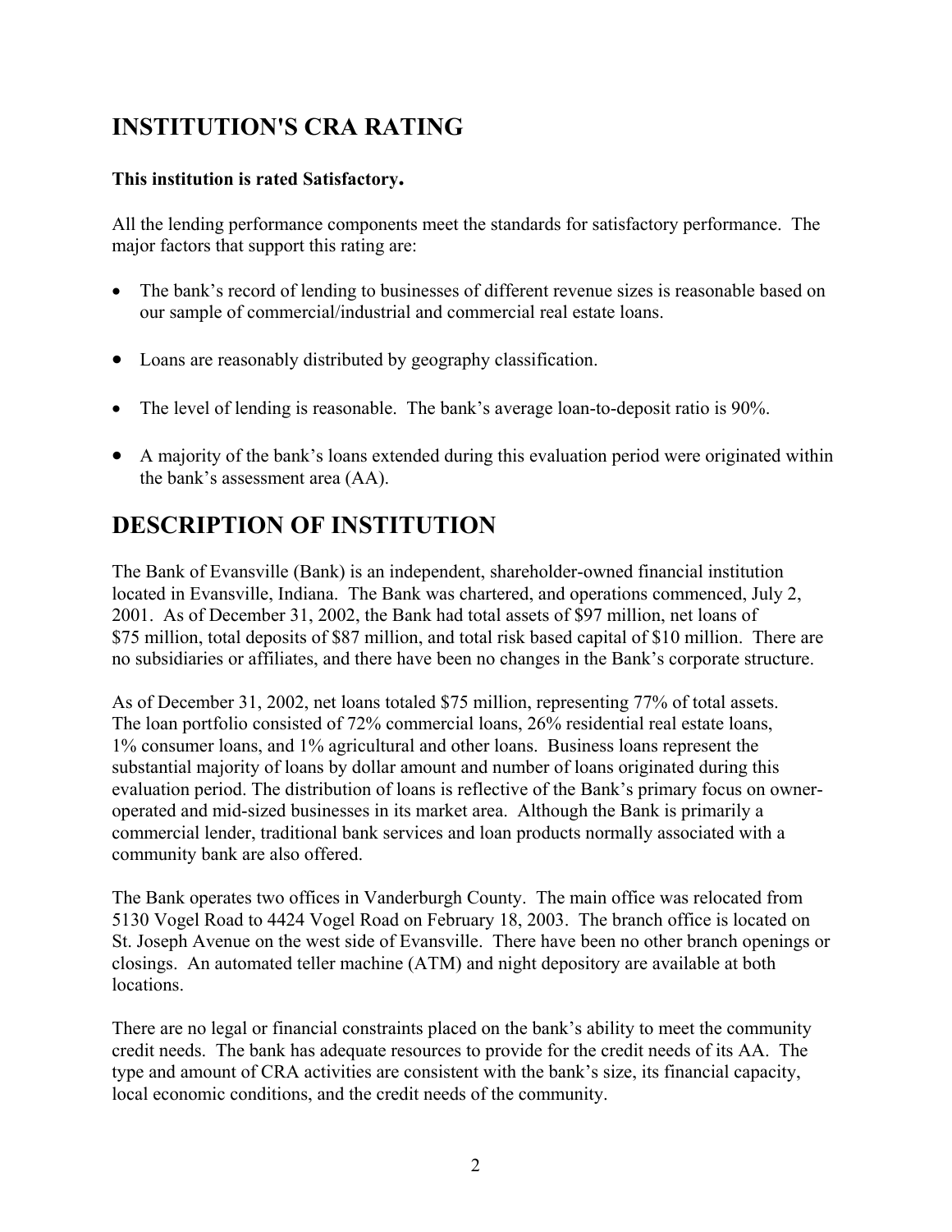# INSTITUTION'S CRA RATING

**This institution is rated Satisfactory.**

All the lending performance components meet the standards for satisfactory performance. The major factors that support this rating are:

- The bank's record of lending to businesses of different revenue sizes is reasonable based on our sample of commercial/industrial and commercial real estate loans.
- Loans are reasonably distributed by geography classification.
- The level of lending is reasonable. The bank's average loan-to-deposit ratio is 90%.
- A majority of the bank's loans extended during this evaluation period were originated within the bank's assessment area (AA).

# DESCRIPTION OF INSTITUTION

The Bank of Evansville (Bank) is an independent, shareholder-owned financial institution located in Evansville, Indiana. The Bank was chartered, and operations commenced, July 2, 2001. As of December 31, 2002, the Bank had total assets of $97 million, net loans of $75 million, total deposits of $87 million, and total risk based capital of $10 million. There are no subsidiaries or affiliates, and there have been no changes in the Bank's corporate structure.

As of December 31, 2002, net loans totaled $75 million, representing 77% of total assets. The loan portfolio consisted of 72% commercial loans, 26% residential real estate loans, 1% consumer loans, and 1% agricultural and other loans. Business loans represent the substantial majority of loans by dollar amount and number of loans originated during this evaluation period. The distribution of loans is reflective of the Bank's primary focus on owner-operated and mid-sized businesses in its market area. Although the Bank is primarily a commercial lender, traditional bank services and loan products normally associated with a community bank are also offered.

The Bank operates two offices in Vanderburgh County. The main office was relocated from 5130 Vogel Road to 4424 Vogel Road on February 18, 2003. The branch office is located on St. Joseph Avenue on the west side of Evansville. There have been no other branch openings or closings. An automated teller machine (ATM) and night depository are available at both locations.

There are no legal or financial constraints placed on the bank's ability to meet the community credit needs. The bank has adequate resources to provide for the credit needs of its AA. The type and amount of CRA activities are consistent with the bank's size, its financial capacity, local economic conditions, and the credit needs of the community.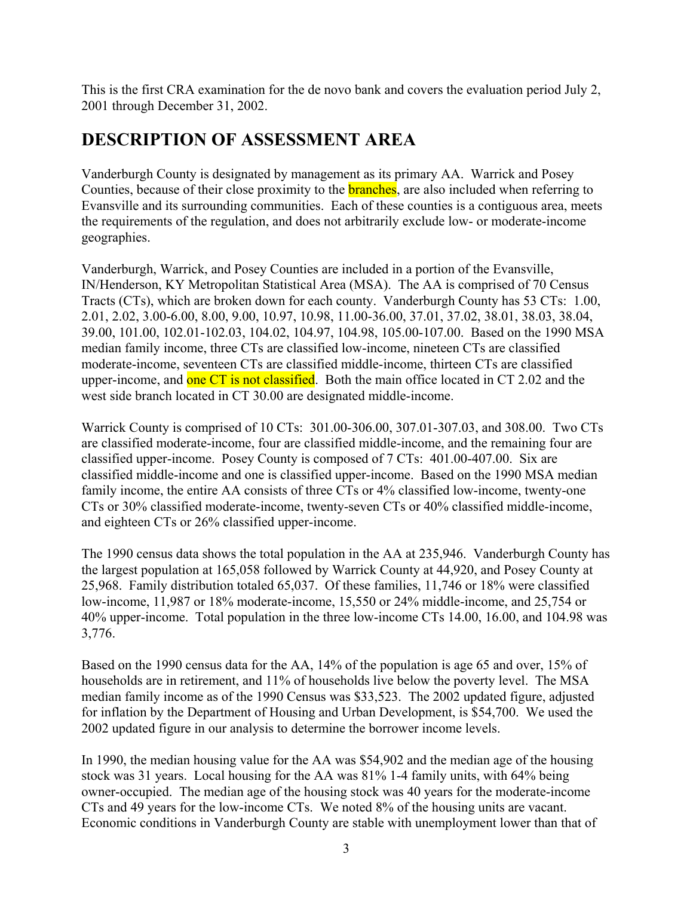This is the first CRA examination for the de novo bank and covers the evaluation period July 2, 2001 through December 31, 2002.

# DESCRIPTION OF ASSESSMENT AREA

Vanderburgh County is designated by management as its primary AA. Warrick and Posey Counties, because of their close proximity to the branches, are also included when referring to Evansville and its surrounding communities. Each of these counties is a contiguous area, meets the requirements of the regulation, and does not arbitrarily exclude low- or moderate-income geographies.

Vanderburgh, Warrick, and Posey Counties are included in a portion of the Evansville, IN/Henderson, KY Metropolitan Statistical Area (MSA). The AA is comprised of 70 Census Tracts (CTs), which are broken down for each county. Vanderburgh County has 53 CTs: 1.00, 2.01, 2.02, 3.00-6.00, 8.00, 9.00, 10.97, 10.98, 11.00-36.00, 37.01, 37.02, 38.01, 38.03, 38.04, 39.00, 101.00, 102.01-102.03, 104.02, 104.97, 104.98, 105.00-107.00. Based on the 1990 MSA median family income, three CTs are classified low-income, nineteen CTs are classified moderate-income, seventeen CTs are classified middle-income, thirteen CTs are classified upper-income, and one CT is not classified. Both the main office located in CT 2.02 and the west side branch located in CT 30.00 are designated middle-income.

Warrick County is comprised of 10 CTs: 301.00-306.00, 307.01-307.03, and 308.00. Two CTs are classified moderate-income, four are classified middle-income, and the remaining four are classified upper-income. Posey County is composed of 7 CTs: 401.00-407.00. Six are classified middle-income and one is classified upper-income. Based on the 1990 MSA median family income, the entire AA consists of three CTs or 4% classified low-income, twenty-one CTs or 30% classified moderate-income, twenty-seven CTs or 40% classified middle-income, and eighteen CTs or 26% classified upper-income.

The 1990 census data shows the total population in the AA at 235,946. Vanderburgh County has the largest population at 165,058 followed by Warrick County at 44,920, and Posey County at 25,968. Family distribution totaled 65,037. Of these families, 11,746 or 18% were classified low-income, 11,987 or 18% moderate-income, 15,550 or 24% middle-income, and 25,754 or 40% upper-income. Total population in the three low-income CTs 14.00, 16.00, and 104.98 was 3,776.

Based on the 1990 census data for the AA, 14% of the population is age 65 and over, 15% of households are in retirement, and 11% of households live below the poverty level. The MSA median family income as of the 1990 Census was $33,523. The 2002 updated figure, adjusted for inflation by the Department of Housing and Urban Development, is $54,700. We used the 2002 updated figure in our analysis to determine the borrower income levels.

In 1990, the median housing value for the AA was $54,902 and the median age of the housing stock was 31 years. Local housing for the AA was 81% 1-4 family units, with 64% being owner-occupied. The median age of the housing stock was 40 years for the moderate-income CTs and 49 years for the low-income CTs. We noted 8% of the housing units are vacant. Economic conditions in Vanderburgh County are stable with unemployment lower than that of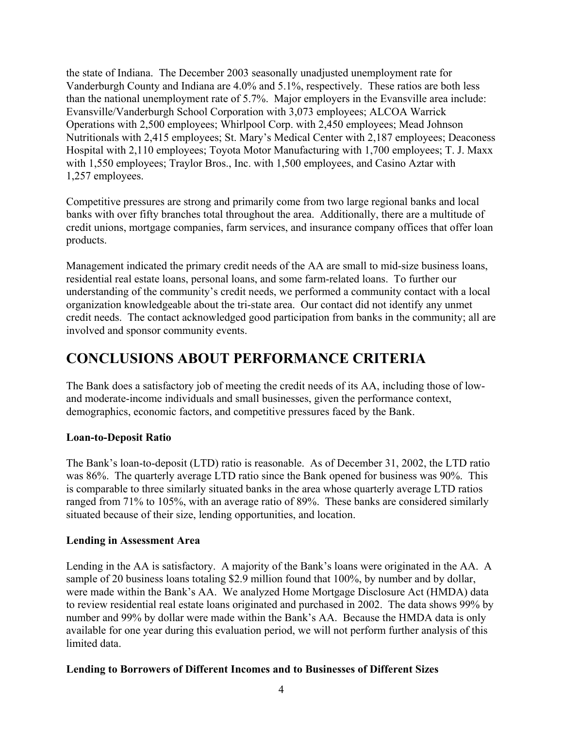the state of Indiana. The December 2003 seasonally unadjusted unemployment rate for Vanderburgh County and Indiana are 4.0% and 5.1%, respectively. These ratios are both less than the national unemployment rate of 5.7%. Major employers in the Evansville area include: Evansville/Vanderburgh School Corporation with 3,073 employees; ALCOA Warrick Operations with 2,500 employees; Whirlpool Corp. with 2,450 employees; Mead Johnson Nutritionals with 2,415 employees; St. Mary's Medical Center with 2,187 employees; Deaconess Hospital with 2,110 employees; Toyota Motor Manufacturing with 1,700 employees; T. J. Maxx with 1,550 employees; Traylor Bros., Inc. with 1,500 employees, and Casino Aztar with 1,257 employees.

Competitive pressures are strong and primarily come from two large regional banks and local banks with over fifty branches total throughout the area. Additionally, there are a multitude of credit unions, mortgage companies, farm services, and insurance company offices that offer loan products.

Management indicated the primary credit needs of the AA are small to mid-size business loans, residential real estate loans, personal loans, and some farm-related loans. To further our understanding of the community's credit needs, we performed a community contact with a local organization knowledgeable about the tri-state area. Our contact did not identify any unmet credit needs. The contact acknowledged good participation from banks in the community; all are involved and sponsor community events.

# CONCLUSIONS ABOUT PERFORMANCE CRITERIA

The Bank does a satisfactory job of meeting the credit needs of its AA, including those of low- and moderate-income individuals and small businesses, given the performance context, demographics, economic factors, and competitive pressures faced by the Bank.

**Loan-to-Deposit Ratio**

The Bank's loan-to-deposit (LTD) ratio is reasonable. As of December 31, 2002, the LTD ratio was 86%. The quarterly average LTD ratio since the Bank opened for business was 90%. This is comparable to three similarly situated banks in the area whose quarterly average LTD ratios ranged from 71% to 105%, with an average ratio of 89%. These banks are considered similarly situated because of their size, lending opportunities, and location.

**Lending in Assessment Area**

Lending in the AA is satisfactory. A majority of the Bank's loans were originated in the AA. A sample of 20 business loans totaling $2.9 million found that 100%, by number and by dollar, were made within the Bank's AA. We analyzed Home Mortgage Disclosure Act (HMDA) data to review residential real estate loans originated and purchased in 2002. The data shows 99% by number and 99% by dollar were made within the Bank's AA. Because the HMDA data is only available for one year during this evaluation period, we will not perform further analysis of this limited data.

**Lending to Borrowers of Different Incomes and to Businesses of Different Sizes**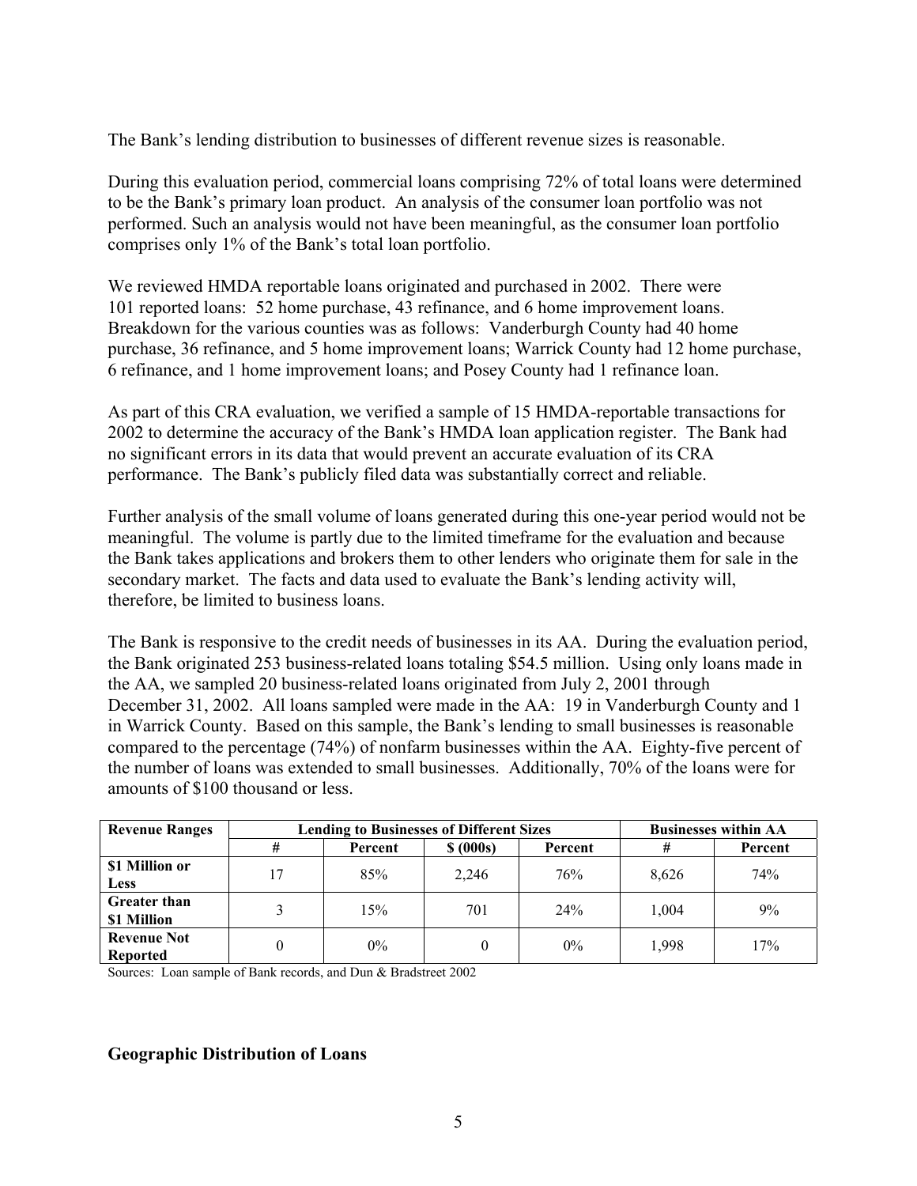The Bank's lending distribution to businesses of different revenue sizes is reasonable.

During this evaluation period, commercial loans comprising 72% of total loans were determined to be the Bank's primary loan product. An analysis of the consumer loan portfolio was not performed. Such an analysis would not have been meaningful, as the consumer loan portfolio comprises only 1% of the Bank's total loan portfolio.

We reviewed HMDA reportable loans originated and purchased in 2002. There were 101 reported loans: 52 home purchase, 43 refinance, and 6 home improvement loans. Breakdown for the various counties was as follows: Vanderburgh County had 40 home purchase, 36 refinance, and 5 home improvement loans; Warrick County had 12 home purchase, 6 refinance, and 1 home improvement loans; and Posey County had 1 refinance loan.

As part of this CRA evaluation, we verified a sample of 15 HMDA-reportable transactions for 2002 to determine the accuracy of the Bank's HMDA loan application register. The Bank had no significant errors in its data that would prevent an accurate evaluation of its CRA performance. The Bank's publicly filed data was substantially correct and reliable.

Further analysis of the small volume of loans generated during this one-year period would not be meaningful. The volume is partly due to the limited timeframe for the evaluation and because the Bank takes applications and brokers them to other lenders who originate them for sale in the secondary market. The facts and data used to evaluate the Bank's lending activity will, therefore, be limited to business loans.

The Bank is responsive to the credit needs of businesses in its AA. During the evaluation period, the Bank originated 253 business-related loans totaling $54.5 million. Using only loans made in the AA, we sampled 20 business-related loans originated from July 2, 2001 through December 31, 2002. All loans sampled were made in the AA: 19 in Vanderburgh County and 1 in Warrick County. Based on this sample, the Bank's lending to small businesses is reasonable compared to the percentage (74%) of nonfarm businesses within the AA. Eighty-five percent of the number of loans was extended to small businesses. Additionally, 70% of the loans were for amounts of $100 thousand or less.

| Revenue Ranges | Lending to Businesses of Different Sizes | | | | Businesses within AA | |
|---|---|---|---|---|---|---|
| | # | Percent | $ (000s) | Percent | # | Percent |
| **$1 Million or Less** | 17 | 85% | 2,246 | 76% | 8,626 | 74% |
| **Greater than $1 Million** | 3 | 15% | 701 | 24% | 1,004 | 9% |
| **Revenue Not Reported** | 0 | 0% | 0 | 0% | 1,998 | 17% |

Sources: Loan sample of Bank records, and Dun & Bradstreet 2002

## Geographic Distribution of Loans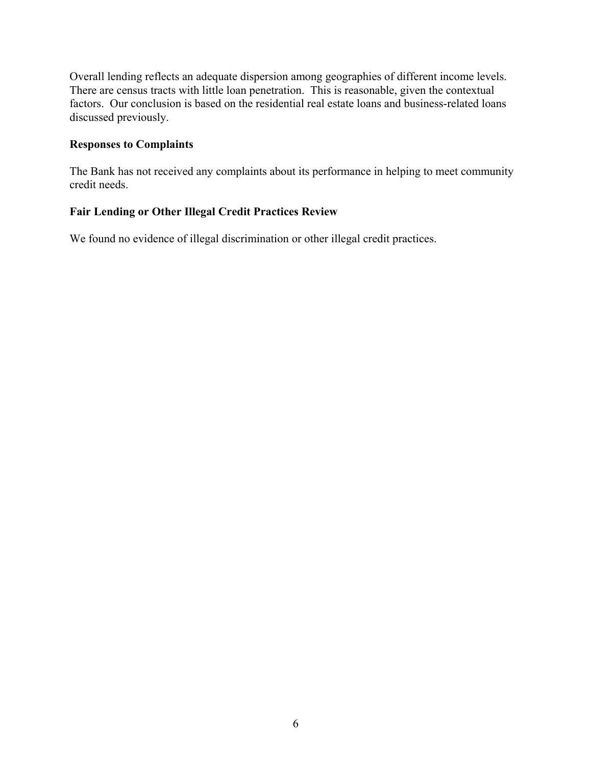Overall lending reflects an adequate dispersion among geographies of different income levels. There are census tracts with little loan penetration. This is reasonable, given the contextual factors. Our conclusion is based on the residential real estate loans and business-related loans discussed previously.

### Responses to Complaints

The Bank has not received any complaints about its performance in helping to meet community credit needs.

### Fair Lending or Other Illegal Credit Practices Review

We found no evidence of illegal discrimination or other illegal credit practices.